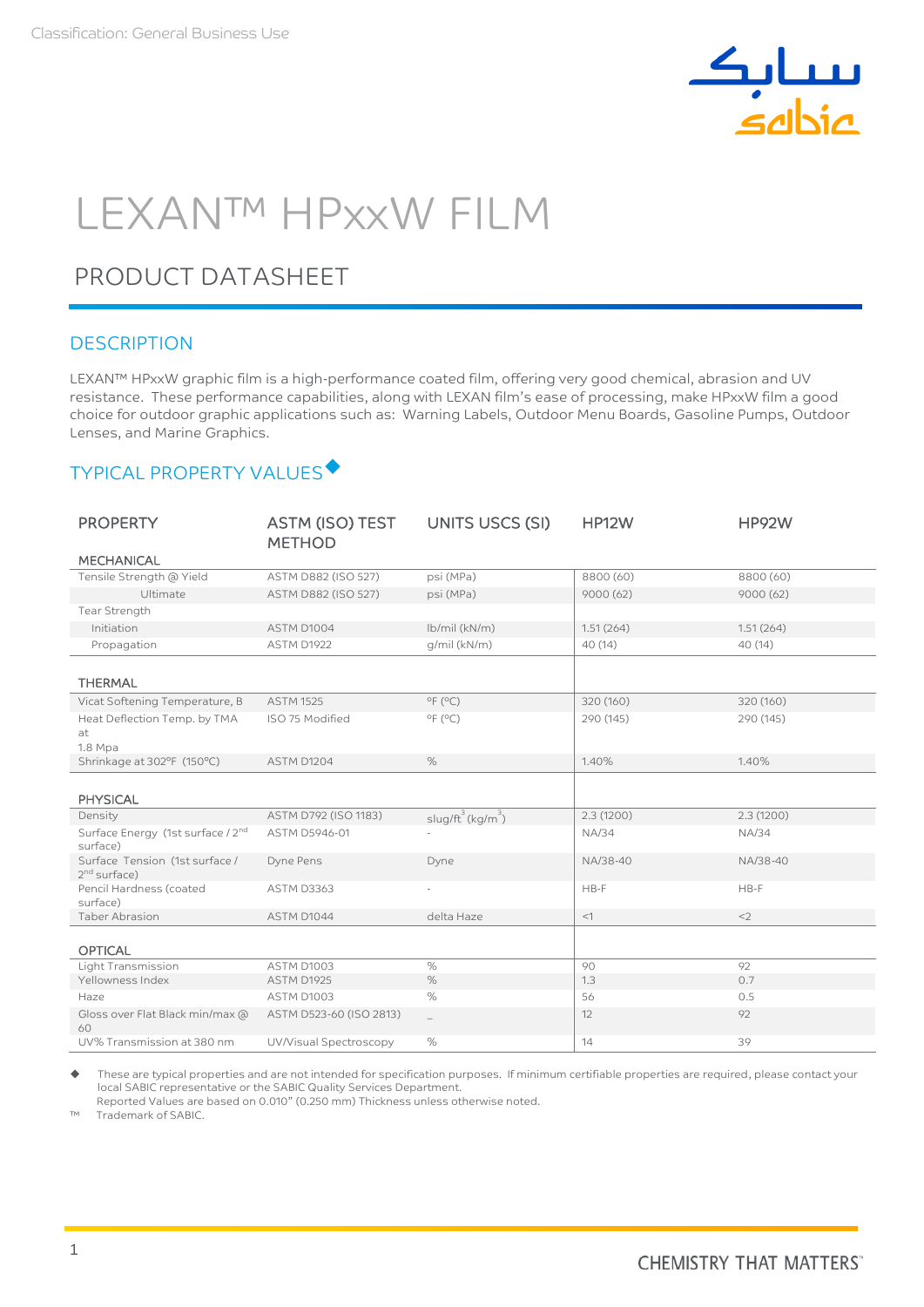Classification: General Business Use

# LEXAN™ HPxxW FILM

## PRODUCT DATASHEET

### DESCRIPTION

LEXAN™ HPxxW graphic film is a high-performance coated film, offering very good chemical, abrasion and UV resistance. These performance capabilities, along with LEXAN film's ease of processing, make HPxxW film a good choice for outdoor graphic applications such as: Warning Labels, Outdoor Menu Boards, Gasoline Pumps, Outdoor Lenses, and Marine Graphics.

### TYPICAL PROPERTY VALUES◆

| PROPERTY | ASTM (ISO) TEST METHOD | UNITS USCS (SI) | HP12W | HP92W |
|---|---|---|---|---|
| **MECHANICAL** | | | | |
| Tensile Strength @ Yield | ASTM D882 (ISO 527) | psi (MPa) | 8800 (60) | 8800 (60) |
| Ultimate | ASTM D882 (ISO 527) | psi (MPa) | 9000 (62) | 9000 (62) |
| Tear Strength | | | | |
| Initiation | ASTM D1004 | lb/mil (kN/m) | 1.51 (264) | 1.51 (264) |
| Propagation | ASTM D1922 | g/mil (kN/m) | 40 (14) | 40 (14) |
| **THERMAL** | | | | |
| Vicat Softening Temperature, B | ASTM 1525 | ºF (ºC) | 320 (160) | 320 (160) |
| Heat Deflection Temp. by TMA at 1.8 Mpa | ISO 75 Modified | ºF (ºC) | 290 (145) | 290 (145) |
| Shrinkage at 302ºF (150ºC) | ASTM D1204 | % | 1.40% | 1.40% |
| **PHYSICAL** | | | | |
| Density | ASTM D792 (ISO 1183) | slug/ft$^3$ (kg/m$^3$) | 2.3 (1200) | 2.3 (1200) |
| Surface Energy (1st surface / 2nd surface) | ASTM D5946-01 | - | NA/34 | NA/34 |
| Surface Tension (1st surface / 2nd surface) | Dyne Pens | Dyne | NA/38-40 | NA/38-40 |
| Pencil Hardness (coated surface) | ASTM D3363 | - | HB-F | HB-F |
| Taber Abrasion | ASTM D1044 | delta Haze | <1 | <2 |
| **OPTICAL** | | | | |
| Light Transmission | ASTM D1003 | % | 90 | 92 |
| Yellowness Index | ASTM D1925 | % | 1.3 | 0.7 |
| Haze | ASTM D1003 | % | 56 | 0.5 |
| Gloss over Flat Black min/max @ 60 | ASTM D523-60 (ISO 2813) | – | 12 | 92 |
| UV% Transmission at 380 nm | UV/Visual Spectroscopy | % | 14 | 39 |

◆ These are typical properties and are not intended for specification purposes. If minimum certifiable properties are required, please contact your local SABIC representative or the SABIC Quality Services Department.
Reported Values are based on 0.010" (0.250 mm) Thickness unless otherwise noted.

™ Trademark of SABIC.

CHEMISTRY THAT MATTERS™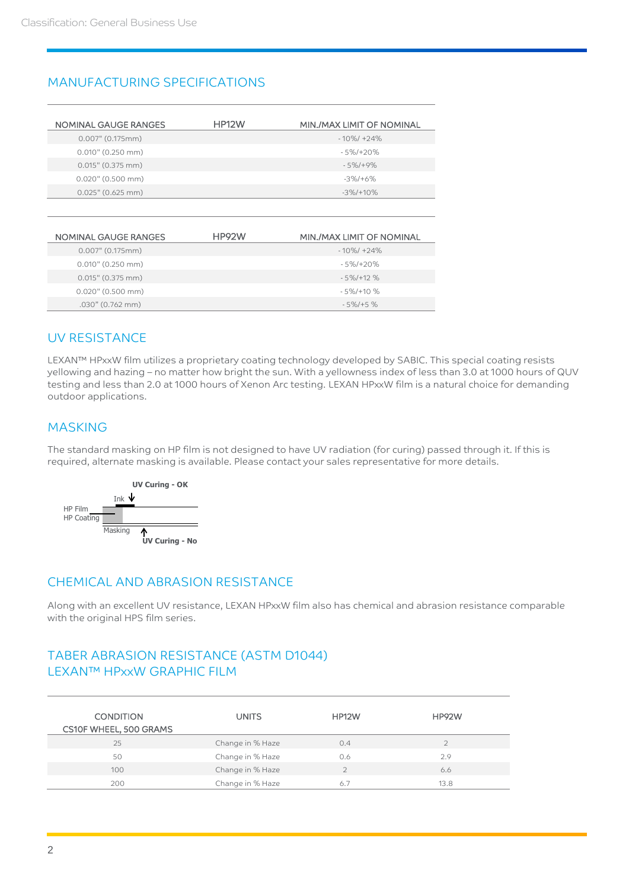## MANUFACTURING SPECIFICATIONS

| NOMINAL GAUGE RANGES | HP12W | MIN./MAX LIMIT OF NOMINAL |
|---|---|---|
| 0.007" (0.175mm) | | - 10%/ +24% |
| 0.010" (0.250 mm) | | - 5%/+20% |
| 0.015" (0.375 mm) | | - 5%/+9% |
| 0.020" (0.500 mm) | | -3%/+6% |
| 0.025" (0.625 mm) | | -3%/+10% |

| NOMINAL GAUGE RANGES | HP92W | MIN./MAX LIMIT OF NOMINAL |
|---|---|---|
| 0.007" (0.175mm) | | - 10%/ +24% |
| 0.010" (0.250 mm) | | - 5%/+20% |
| 0.015" (0.375 mm) | | - 5%/+12 % |
| 0.020" (0.500 mm) | | - 5%/+10 % |
| .030" (0.762 mm) | | - 5%/+5 % |

## UV RESISTANCE

LEXAN™ HPxxW film utilizes a proprietary coating technology developed by SABIC. This special coating resists yellowing and hazing – no matter how bright the sun. With a yellowness index of less than 3.0 at 1000 hours of QUV testing and less than 2.0 at 1000 hours of Xenon Arc testing. LEXAN HPxxW film is a natural choice for demanding outdoor applications.

## MASKING

The standard masking on HP film is not designed to have UV radiation (for curing) passed through it. If this is required, alternate masking is available. Please contact your sales representative for more details.

UV Curing - OK

Ink

HP Film

HP Coating

Masking

UV Curing - No

## CHEMICAL AND ABRASION RESISTANCE

Along with an excellent UV resistance, LEXAN HPxxW film also has chemical and abrasion resistance comparable with the original HPS film series.

## TABER ABRASION RESISTANCE (ASTM D1044) LEXAN™ HPxxW GRAPHIC FILM

| CONDITION CS10F WHEEL, 500 GRAMS | UNITS | HP12W | HP92W |
|---|---|---|---|
| 25 | Change in % Haze | 0.4 | 2 |
| 50 | Change in % Haze | 0.6 | 2.9 |
| 100 | Change in % Haze | 2 | 6.6 |
| 200 | Change in % Haze | 6.7 | 13.8 |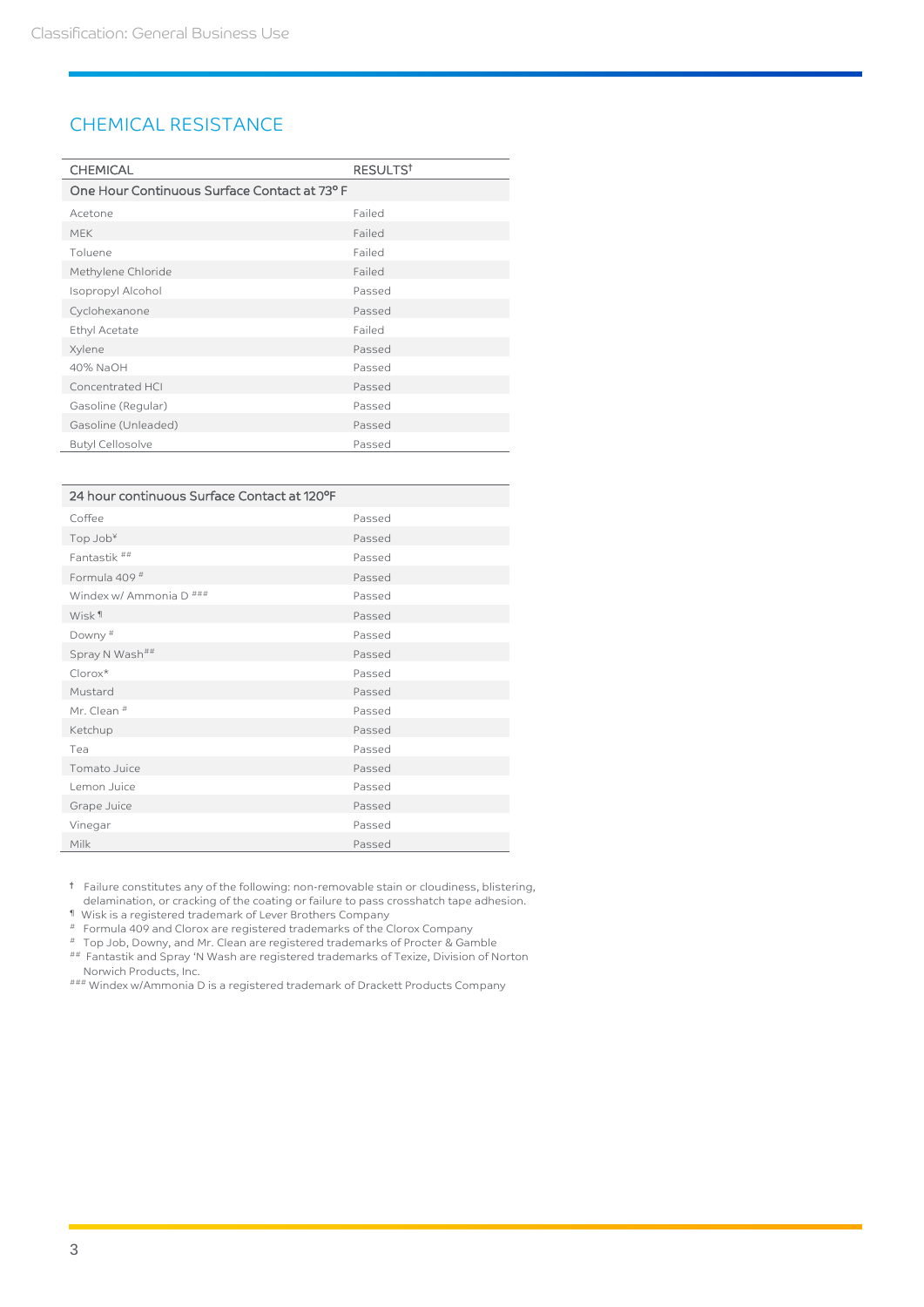## CHEMICAL RESISTANCE

| CHEMICAL | RESULTS† |
|---|---|
| **One Hour Continuous Surface Contact at 73° F** | |
| Acetone | Failed |
| MEK | Failed |
| Toluene | Failed |
| Methylene Chloride | Failed |
| Isopropyl Alcohol | Passed |
| Cyclohexanone | Passed |
| Ethyl Acetate | Failed |
| Xylene | Passed |
| 40% NaOH | Passed |
| Concentrated HCl | Passed |
| Gasoline (Regular) | Passed |
| Gasoline (Unleaded) | Passed |
| Butyl Cellosolve | Passed |

| 24 hour continuous Surface Contact at 120°F | |
|---|---|
| Coffee | Passed |
| Top Job¥ | Passed |
| Fantastik ## | Passed |
| Formula 409 # | Passed |
| Windex w/ Ammonia D ### | Passed |
| Wisk ¶ | Passed |
| Downy # | Passed |
| Spray N Wash## | Passed |
| Clorox* | Passed |
| Mustard | Passed |
| Mr. Clean # | Passed |
| Ketchup | Passed |
| Tea | Passed |
| Tomato Juice | Passed |
| Lemon Juice | Passed |
| Grape Juice | Passed |
| Vinegar | Passed |
| Milk | Passed |

† Failure constitutes any of the following: non-removable stain or cloudiness, blistering, delamination, or cracking of the coating or failure to pass crosshatch tape adhesion.
¶ Wisk is a registered trademark of Lever Brothers Company
\# Formula 409 and Clorox are registered trademarks of the Clorox Company
\# Top Job, Downy, and Mr. Clean are registered trademarks of Procter & Gamble
\## Fantastik and Spray 'N Wash are registered trademarks of Texize, Division of Norton Norwich Products, Inc.
\### Windex w/Ammonia D is a registered trademark of Drackett Products Company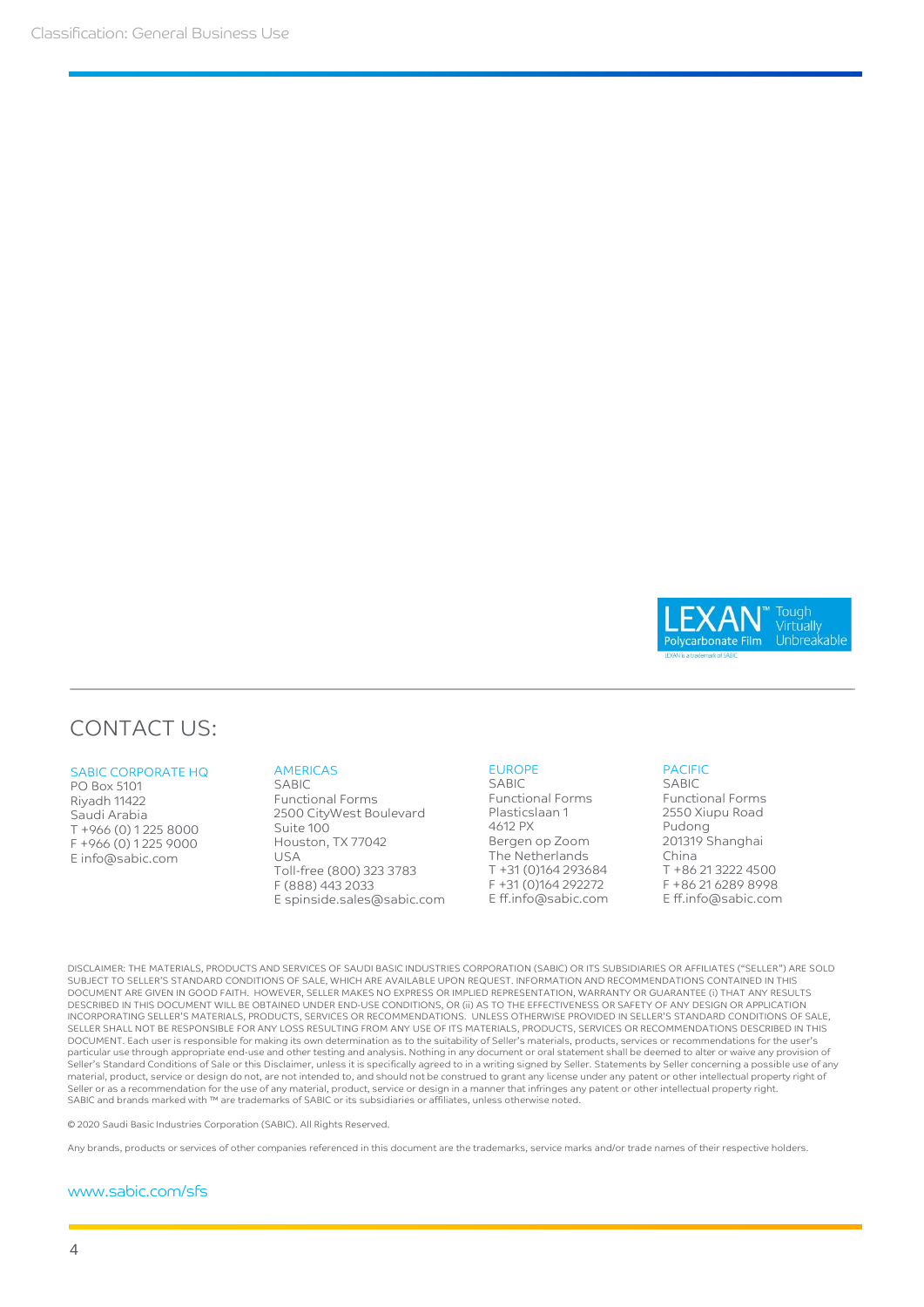Classification: General Business Use

LEXAN™ Polycarbonate Film Tough Virtually Unbreakable

LEXAN is a trademark of SABIC

## CONTACT US:

**SABIC CORPORATE HQ**
PO Box 5101
Riyadh 11422
Saudi Arabia
T +966 (0) 1 225 8000
F +966 (0) 1 225 9000
E info@sabic.com

**AMERICAS**
SABIC
Functional Forms
2500 CityWest Boulevard
Suite 100
Houston, TX 77042
USA
Toll-free (800) 323 3783
F (888) 443 2033
E spinside.sales@sabic.com

**EUROPE**
SABIC
Functional Forms
Plasticslaan 1
4612 PX
Bergen op Zoom
The Netherlands
T +31 (0)164 293684
F +31 (0)164 292272
E ff.info@sabic.com

**PACIFIC**
SABIC
Functional Forms
2550 Xiupu Road
Pudong
201319 Shanghai
China
T +86 21 3222 4500
F +86 21 6289 8998
E ff.info@sabic.com

DISCLAIMER: THE MATERIALS, PRODUCTS AND SERVICES OF SAUDI BASIC INDUSTRIES CORPORATION (SABIC) OR ITS SUBSIDIARIES OR AFFILIATES ("SELLER") ARE SOLD SUBJECT TO SELLER'S STANDARD CONDITIONS OF SALE, WHICH ARE AVAILABLE UPON REQUEST. INFORMATION AND RECOMMENDATIONS CONTAINED IN THIS DOCUMENT ARE GIVEN IN GOOD FAITH. HOWEVER, SELLER MAKES NO EXPRESS OR IMPLIED REPRESENTATION, WARRANTY OR GUARANTEE (i) THAT ANY RESULTS DESCRIBED IN THIS DOCUMENT WILL BE OBTAINED UNDER END-USE CONDITIONS, OR (ii) AS TO THE EFFECTIVENESS OR SAFETY OF ANY DESIGN OR APPLICATION INCORPORATING SELLER'S MATERIALS, PRODUCTS, SERVICES OR RECOMMENDATIONS. UNLESS OTHERWISE PROVIDED IN SELLER'S STANDARD CONDITIONS OF SALE, SELLER SHALL NOT BE RESPONSIBLE FOR ANY LOSS RESULTING FROM ANY USE OF ITS MATERIALS, PRODUCTS, SERVICES OR RECOMMENDATIONS DESCRIBED IN THIS DOCUMENT. Each user is responsible for making its own determination as to the suitability of Seller's materials, products, services or recommendations for the user's particular use through appropriate end-use and other testing and analysis. Nothing in any document or oral statement shall be deemed to alter or waive any provision of Seller's Standard Conditions of Sale or this Disclaimer, unless it is specifically agreed to in a writing signed by Seller. Statements by Seller concerning a possible use of any material, product, service or design do not, are not intended to, and should not be construed to grant any license under any patent or other intellectual property right of Seller or as a recommendation for the use of any material, product, service or design in a manner that infringes any patent or other intellectual property right.
SABIC and brands marked with ™ are trademarks of SABIC or its subsidiaries or affiliates, unless otherwise noted.

© 2020 Saudi Basic Industries Corporation (SABIC). All Rights Reserved.

Any brands, products or services of other companies referenced in this document are the trademarks, service marks and/or trade names of their respective holders.

www.sabic.com/sfs